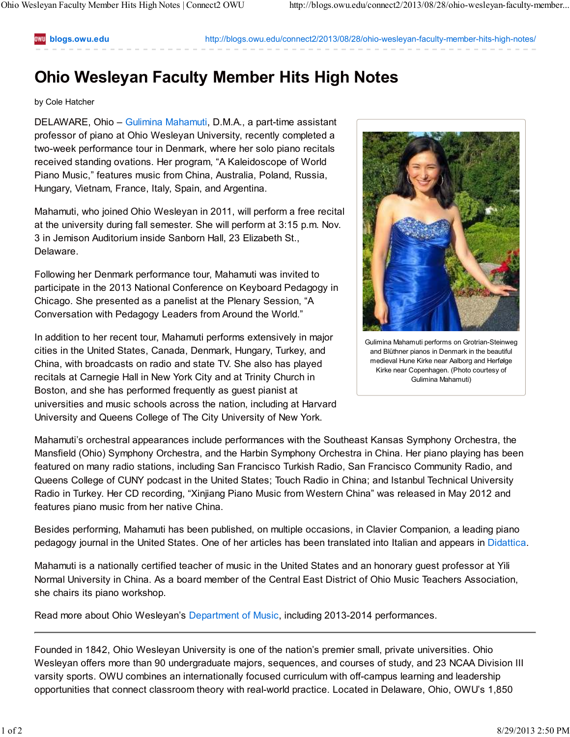# Ohio Wesleyan Faculty Member Hits High Notes

by Cole Hatcher

DELAWARE, Ohio – Gulimina Mahamuti, D.M.A., a part-time assistant professor of piano at Ohio Wesleyan University, recently completed a two-week performance tour in Denmark, where her solo piano recitals received standing ovations. Her program, “A Kaleidoscope of World Piano Music,” features music from China, Australia, Poland, Russia, Hungary, Vietnam, France, Italy, Spain, and Argentina.

Gulimina Mahamuti performs on Grotrian-Steinweg and Blüthner pianos in Denmark in the beautiful medieval Hune Kirke near Aalborg and Herfølge Kirke near Copenhagen. (Photo courtesy of Gulimina Mahamuti)

Mahamuti, who joined Ohio Wesleyan in 2011, will perform a free recital at the university during fall semester. She will perform at 3:15 p.m. Nov. 3 in Jemison Auditorium inside Sanborn Hall, 23 Elizabeth St., Delaware.

Following her Denmark performance tour, Mahamuti was invited to participate in the 2013 National Conference on Keyboard Pedagogy in Chicago. She presented as a panelist at the Plenary Session, “A Conversation with Pedagogy Leaders from Around the World.”

In addition to her recent tour, Mahamuti performs extensively in major cities in the United States, Canada, Denmark, Hungary, Turkey, and China, with broadcasts on radio and state TV. She also has played recitals at Carnegie Hall in New York City and at Trinity Church in Boston, and she has performed frequently as guest pianist at universities and music schools across the nation, including at Harvard University and Queens College of The City University of New York.

Mahamuti’s orchestral appearances include performances with the Southeast Kansas Symphony Orchestra, the Mansfield (Ohio) Symphony Orchestra, and the Harbin Symphony Orchestra in China. Her piano playing has been featured on many radio stations, including San Francisco Turkish Radio, San Francisco Community Radio, and Queens College of CUNY podcast in the United States; Touch Radio in China; and Istanbul Technical University Radio in Turkey. Her CD recording, “Xinjiang Piano Music from Western China” was released in May 2012 and features piano music from her native China.

Besides performing, Mahamuti has been published, on multiple occasions, in *Clavier Companion*, a leading piano pedagogy journal in the United States. One of her articles has been translated into Italian and appears in Didattica.

Mahamuti is a nationally certified teacher of music in the United States and an honorary guest professor at Yili Normal University in China. As a board member of the Central East District of Ohio Music Teachers Association, she chairs its piano workshop.

Read more about Ohio Wesleyan’s Department of Music, including 2013-2014 performances.

---

Founded in 1842, Ohio Wesleyan University is one of the nation’s premier small, private universities. Ohio Wesleyan offers more than 90 undergraduate majors, sequences, and courses of study, and 23 NCAA Division III varsity sports. OWU combines an internationally focused curriculum with off-campus learning and leadership opportunities that connect classroom theory with real-world practice. Located in Delaware, Ohio, OWU’s 1,850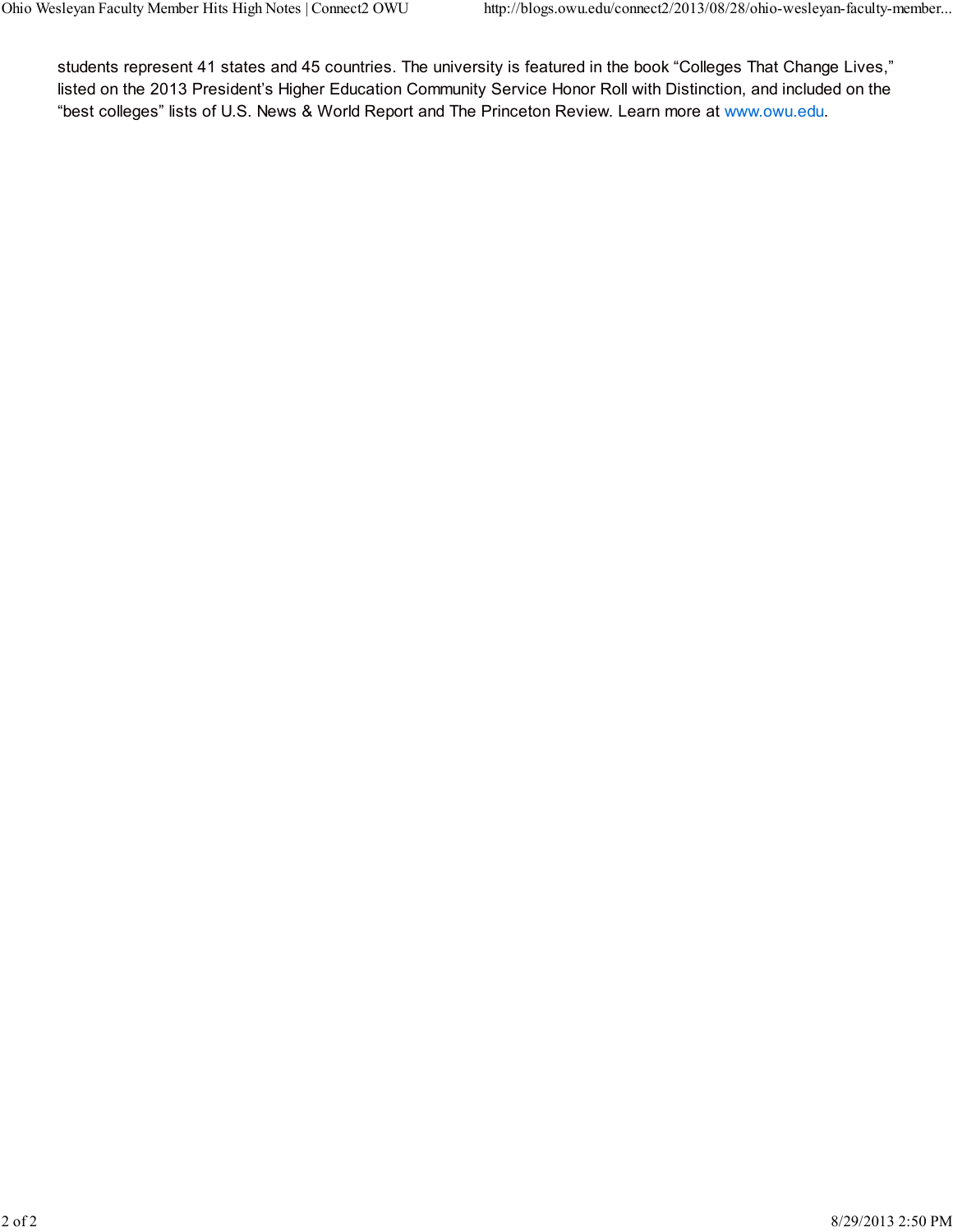students represent 41 states and 45 countries. The university is featured in the book "Colleges That Change Lives," listed on the 2013 President's Higher Education Community Service Honor Roll with Distinction, and included on the "best colleges" lists of U.S. News & World Report and The Princeton Review. Learn more at www.owu.edu.